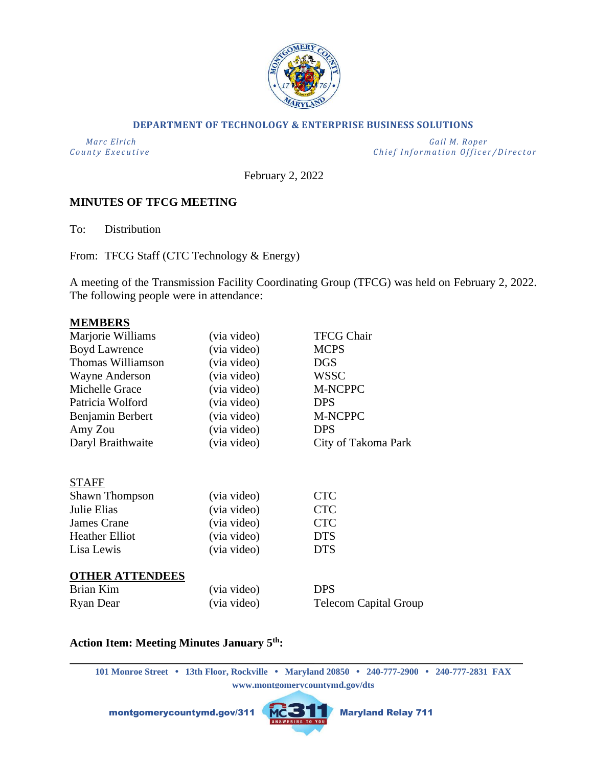**DEPARTMENT OF TECHNOLOGY & ENTERPRISE BUSINESS SOLUTIONS**

*Marc Elrich*
*County Executive*

*Gail M. Roper*
*Chief Information Officer/Director*

February 2, 2022

**MINUTES OF TFCG MEETING**

To: Distribution

From: TFCG Staff (CTC Technology & Energy)

A meeting of the Transmission Facility Coordinating Group (TFCG) was held on February 2, 2022. The following people were in attendance:

**MEMBERS**

| | | |
|---|---|---|
| Marjorie Williams | (via video) | TFCG Chair |
| Boyd Lawrence | (via video) | MCPS |
| Thomas Williamson | (via video) | DGS |
| Wayne Anderson | (via video) | WSSC |
| Michelle Grace | (via video) | M-NCPPC |
| Patricia Wolford | (via video) | DPS |
| Benjamin Berbert | (via video) | M-NCPPC |
| Amy Zou | (via video) | DPS |
| Daryl Braithwaite | (via video) | City of Takoma Park |

STAFF

| | | |
|---|---|---|
| Shawn Thompson | (via video) | CTC |
| Julie Elias | (via video) | CTC |
| James Crane | (via video) | CTC |
| Heather Elliot | (via video) | DTS |
| Lisa Lewis | (via video) | DTS |

**OTHER ATTENDEES**

| | | |
|---|---|---|
| Brian Kim | (via video) | DPS |
| Ryan Dear | (via video) | Telecom Capital Group |

**Action Item: Meeting Minutes January 5th:**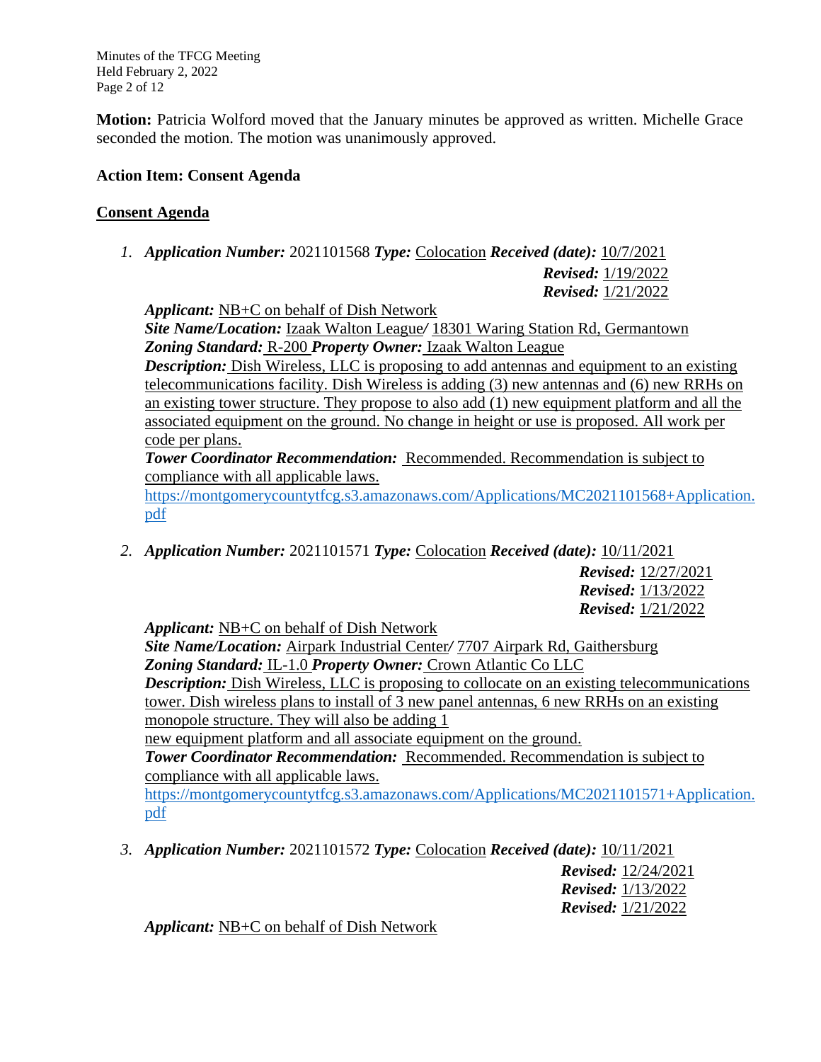**Motion:** Patricia Wolford moved that the January minutes be approved as written. Michelle Grace seconded the motion. The motion was unanimously approved.

**Action Item: Consent Agenda**

## Consent Agenda

1. ***Application Number:*** 2021101568 ***Type:*** Colocation ***Received (date):*** 10/7/2021
   ***Revised:*** 1/19/2022
   ***Revised:*** 1/21/2022

   ***Applicant:*** NB+C on behalf of Dish Network
   ***Site Name/Location:*** Izaak Walton League/ 18301 Waring Station Rd, Germantown
   ***Zoning Standard:*** R-200 ***Property Owner:*** Izaak Walton League
   ***Description:*** Dish Wireless, LLC is proposing to add antennas and equipment to an existing telecommunications facility. Dish Wireless is adding (3) new antennas and (6) new RRHs on an existing tower structure. They propose to also add (1) new equipment platform and all the associated equipment on the ground. No change in height or use is proposed. All work per code per plans.
   ***Tower Coordinator Recommendation:*** Recommended. Recommendation is subject to compliance with all applicable laws.
   https://montgomerycountytfcg.s3.amazonaws.com/Applications/MC2021101568+Application.pdf

2. ***Application Number:*** 2021101571 ***Type:*** Colocation ***Received (date):*** 10/11/2021
   ***Revised:*** 12/27/2021
   ***Revised:*** 1/13/2022
   ***Revised:*** 1/21/2022

   ***Applicant:*** NB+C on behalf of Dish Network
   ***Site Name/Location:*** Airpark Industrial Center/ 7707 Airpark Rd, Gaithersburg
   ***Zoning Standard:*** IL-1.0 ***Property Owner:*** Crown Atlantic Co LLC
   ***Description:*** Dish Wireless, LLC is proposing to collocate on an existing telecommunications tower. Dish wireless plans to install of 3 new panel antennas, 6 new RRHs on an existing monopole structure. They will also be adding 1 new equipment platform and all associate equipment on the ground.
   ***Tower Coordinator Recommendation:*** Recommended. Recommendation is subject to compliance with all applicable laws.
   https://montgomerycountytfcg.s3.amazonaws.com/Applications/MC2021101571+Application.pdf

3. ***Application Number:*** 2021101572 ***Type:*** Colocation ***Received (date):*** 10/11/2021
   ***Revised:*** 12/24/2021
   ***Revised:*** 1/13/2022
   ***Revised:*** 1/21/2022

   ***Applicant:*** NB+C on behalf of Dish Network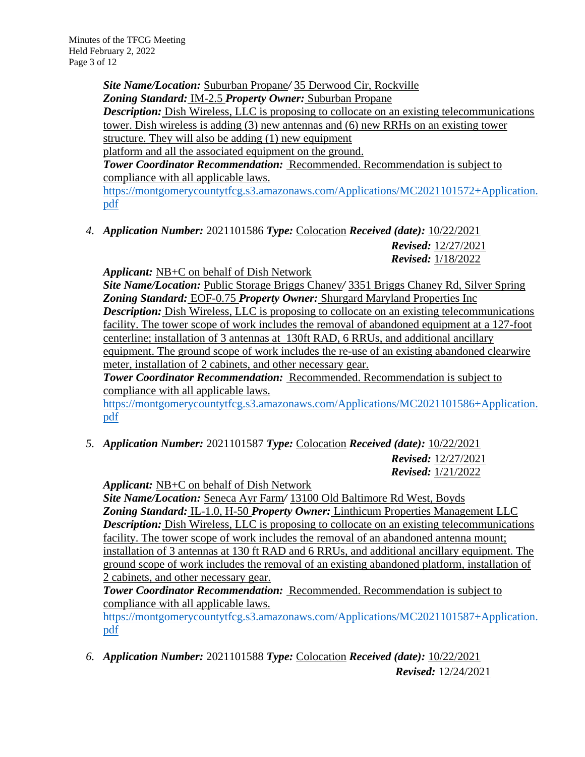***Site Name/Location:*** Suburban Propane/ 35 Derwood Cir, Rockville
***Zoning Standard:*** IM-2.5 ***Property Owner:*** Suburban Propane
***Description:*** Dish Wireless, LLC is proposing to collocate on an existing telecommunications tower. Dish wireless is adding (3) new antennas and (6) new RRHs on an existing tower structure. They will also be adding (1) new equipment platform and all the associated equipment on the ground.
***Tower Coordinator Recommendation:*** Recommended. Recommendation is subject to compliance with all applicable laws.
https://montgomerycountytfcg.s3.amazonaws.com/Applications/MC2021101572+Application.pdf

4. ***Application Number:*** 2021101586 ***Type:*** Colocation ***Received (date):*** 10/22/2021
***Revised:*** 12/27/2021
***Revised:*** 1/18/2022
***Applicant:*** NB+C on behalf of Dish Network
***Site Name/Location:*** Public Storage Briggs Chaney/ 3351 Briggs Chaney Rd, Silver Spring
***Zoning Standard:*** EOF-0.75 ***Property Owner:*** Shurgard Maryland Properties Inc
***Description:*** Dish Wireless, LLC is proposing to collocate on an existing telecommunications facility. The tower scope of work includes the removal of abandoned equipment at a 127-foot centerline; installation of 3 antennas at 130ft RAD, 6 RRUs, and additional ancillary equipment. The ground scope of work includes the re-use of an existing abandoned clearwire meter, installation of 2 cabinets, and other necessary gear.
***Tower Coordinator Recommendation:*** Recommended. Recommendation is subject to compliance with all applicable laws.
https://montgomerycountytfcg.s3.amazonaws.com/Applications/MC2021101586+Application.pdf

5. ***Application Number:*** 2021101587 ***Type:*** Colocation ***Received (date):*** 10/22/2021
***Revised:*** 12/27/2021
***Revised:*** 1/21/2022
***Applicant:*** NB+C on behalf of Dish Network
***Site Name/Location:*** Seneca Ayr Farm/ 13100 Old Baltimore Rd West, Boyds
***Zoning Standard:*** IL-1.0, H-50 ***Property Owner:*** Linthicum Properties Management LLC
***Description:*** Dish Wireless, LLC is proposing to collocate on an existing telecommunications facility. The tower scope of work includes the removal of an abandoned antenna mount; installation of 3 antennas at 130 ft RAD and 6 RRUs, and additional ancillary equipment. The ground scope of work includes the removal of an existing abandoned platform, installation of 2 cabinets, and other necessary gear.
***Tower Coordinator Recommendation:*** Recommended. Recommendation is subject to compliance with all applicable laws.
https://montgomerycountytfcg.s3.amazonaws.com/Applications/MC2021101587+Application.pdf

6. ***Application Number:*** 2021101588 ***Type:*** Colocation ***Received (date):*** 10/22/2021
***Revised:*** 12/24/2021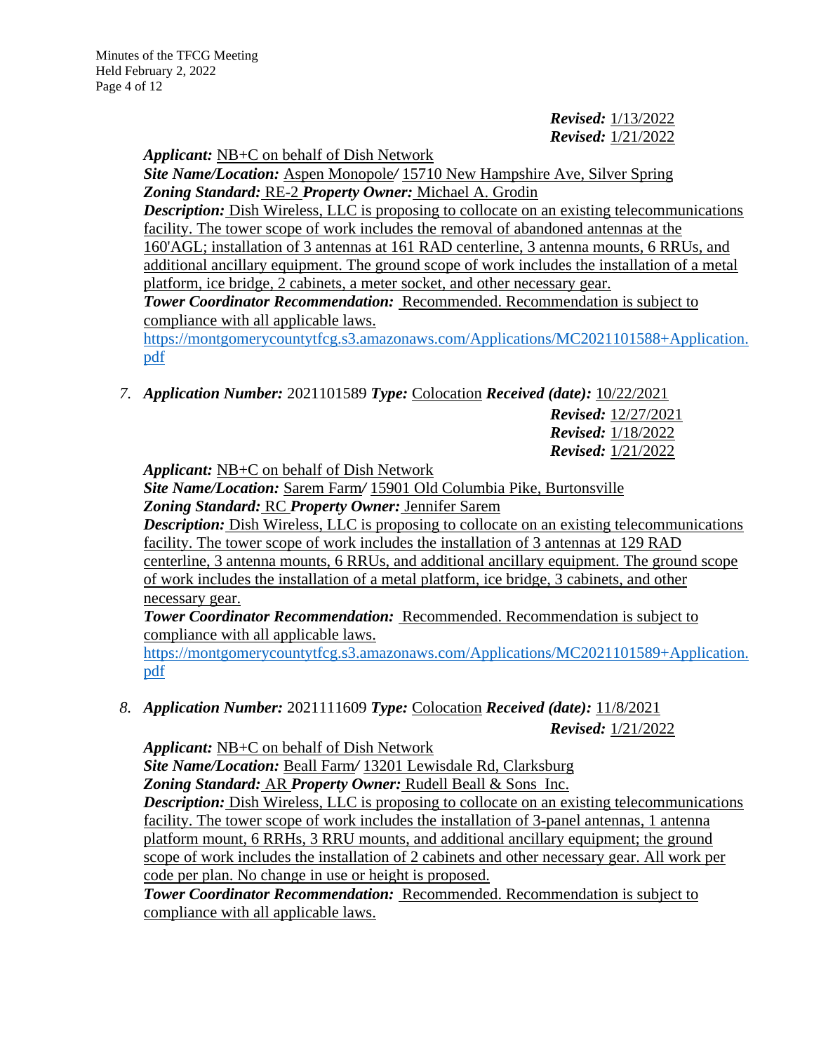***Revised:*** 1/13/2022
***Revised:*** 1/21/2022

***Applicant:*** NB+C on behalf of Dish Network
***Site Name/Location:*** Aspen Monopole/ 15710 New Hampshire Ave, Silver Spring
***Zoning Standard:*** RE-2 ***Property Owner:*** Michael A. Grodin
***Description:*** Dish Wireless, LLC is proposing to collocate on an existing telecommunications facility. The tower scope of work includes the removal of abandoned antennas at the 160'AGL; installation of 3 antennas at 161 RAD centerline, 3 antenna mounts, 6 RRUs, and additional ancillary equipment. The ground scope of work includes the installation of a metal platform, ice bridge, 2 cabinets, a meter socket, and other necessary gear.
***Tower Coordinator Recommendation:*** Recommended. Recommendation is subject to compliance with all applicable laws.
https://montgomerycountytfcg.s3.amazonaws.com/Applications/MC2021101588+Application.pdf

7. ***Application Number:*** 2021101589 ***Type:*** Colocation ***Received (date):*** 10/22/2021
***Revised:*** 12/27/2021
***Revised:*** 1/18/2022
***Revised:*** 1/21/2022

***Applicant:*** NB+C on behalf of Dish Network
***Site Name/Location:*** Sarem Farm/ 15901 Old Columbia Pike, Burtonsville
***Zoning Standard:*** RC ***Property Owner:*** Jennifer Sarem
***Description:*** Dish Wireless, LLC is proposing to collocate on an existing telecommunications facility. The tower scope of work includes the installation of 3 antennas at 129 RAD centerline, 3 antenna mounts, 6 RRUs, and additional ancillary equipment. The ground scope of work includes the installation of a metal platform, ice bridge, 3 cabinets, and other necessary gear.
***Tower Coordinator Recommendation:*** Recommended. Recommendation is subject to compliance with all applicable laws.
https://montgomerycountytfcg.s3.amazonaws.com/Applications/MC2021101589+Application.pdf

8. ***Application Number:*** 2021111609 ***Type:*** Colocation ***Received (date):*** 11/8/2021
***Revised:*** 1/21/2022

***Applicant:*** NB+C on behalf of Dish Network
***Site Name/Location:*** Beall Farm/ 13201 Lewisdale Rd, Clarksburg
***Zoning Standard:*** AR ***Property Owner:*** Rudell Beall & Sons Inc.
***Description:*** Dish Wireless, LLC is proposing to collocate on an existing telecommunications facility. The tower scope of work includes the installation of 3-panel antennas, 1 antenna platform mount, 6 RRHs, 3 RRU mounts, and additional ancillary equipment; the ground scope of work includes the installation of 2 cabinets and other necessary gear. All work per code per plan. No change in use or height is proposed.
***Tower Coordinator Recommendation:*** Recommended. Recommendation is subject to compliance with all applicable laws.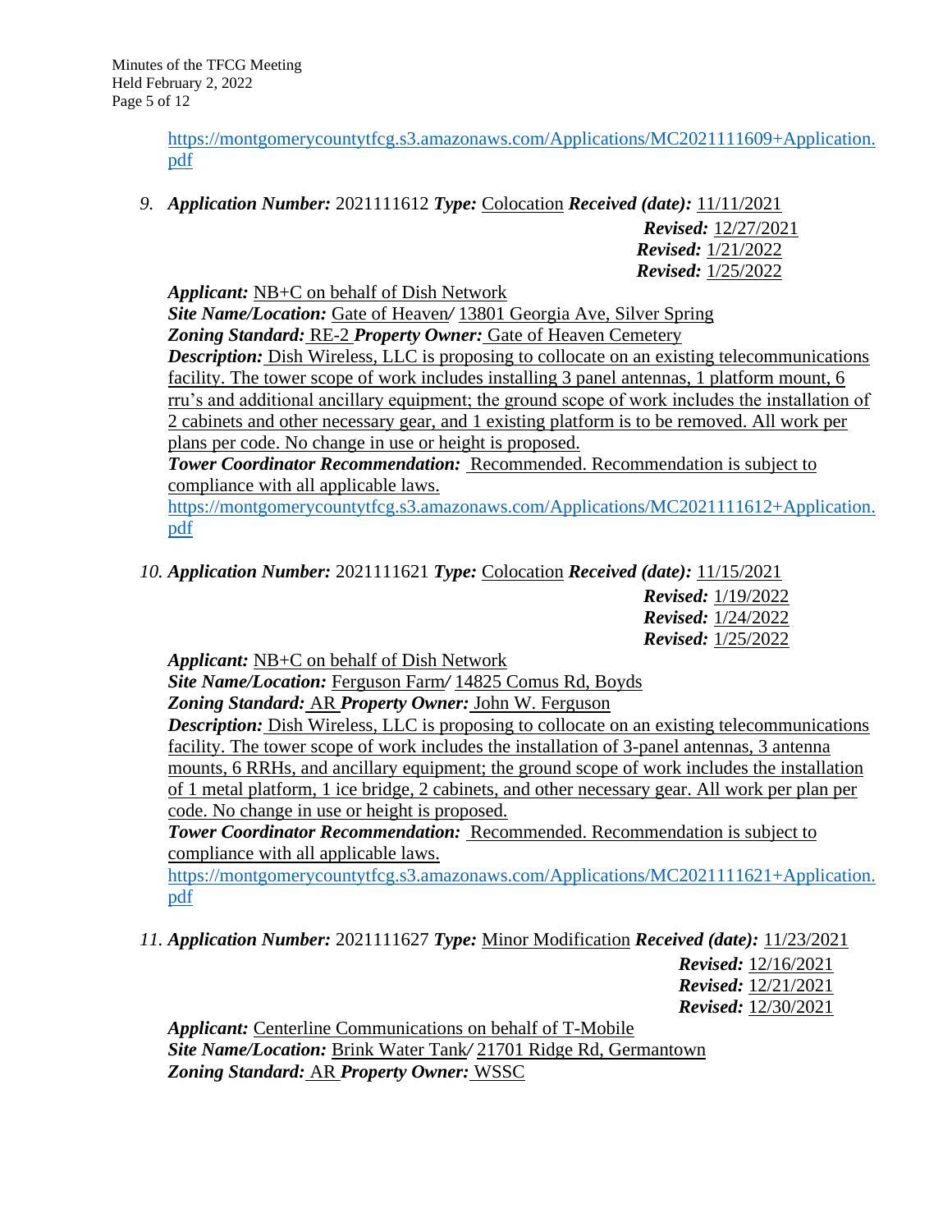https://montgomerycountytfcg.s3.amazonaws.com/Applications/MC2021111609+Application.pdf

9. ***Application Number:*** 2021111612 ***Type:*** Colocation ***Received (date):*** 11/11/2021
   ***Revised:*** 12/27/2021
   ***Revised:*** 1/21/2022
   ***Revised:*** 1/25/2022

   ***Applicant:*** NB+C on behalf of Dish Network
   ***Site Name/Location:*** Gate of Heaven/ 13801 Georgia Ave, Silver Spring
   ***Zoning Standard:*** RE-2 ***Property Owner:*** Gate of Heaven Cemetery
   ***Description:*** Dish Wireless, LLC is proposing to collocate on an existing telecommunications facility. The tower scope of work includes installing 3 panel antennas, 1 platform mount, 6 rru's and additional ancillary equipment; the ground scope of work includes the installation of 2 cabinets and other necessary gear, and 1 existing platform is to be removed. All work per plans per code. No change in use or height is proposed.
   ***Tower Coordinator Recommendation:*** Recommended. Recommendation is subject to compliance with all applicable laws.
   https://montgomerycountytfcg.s3.amazonaws.com/Applications/MC2021111612+Application.pdf

10. ***Application Number:*** 2021111621 ***Type:*** Colocation ***Received (date):*** 11/15/2021
    ***Revised:*** 1/19/2022
    ***Revised:*** 1/24/2022
    ***Revised:*** 1/25/2022

    ***Applicant:*** NB+C on behalf of Dish Network
    ***Site Name/Location:*** Ferguson Farm/ 14825 Comus Rd, Boyds
    ***Zoning Standard:*** AR ***Property Owner:*** John W. Ferguson
    ***Description:*** Dish Wireless, LLC is proposing to collocate on an existing telecommunications facility. The tower scope of work includes the installation of 3-panel antennas, 3 antenna mounts, 6 RRHs, and ancillary equipment; the ground scope of work includes the installation of 1 metal platform, 1 ice bridge, 2 cabinets, and other necessary gear. All work per plan per code. No change in use or height is proposed.
    ***Tower Coordinator Recommendation:*** Recommended. Recommendation is subject to compliance with all applicable laws.
    https://montgomerycountytfcg.s3.amazonaws.com/Applications/MC2021111621+Application.pdf

11. ***Application Number:*** 2021111627 ***Type:*** Minor Modification ***Received (date):*** 11/23/2021
    ***Revised:*** 12/16/2021
    ***Revised:*** 12/21/2021
    ***Revised:*** 12/30/2021

    ***Applicant:*** Centerline Communications on behalf of T-Mobile
    ***Site Name/Location:*** Brink Water Tank/ 21701 Ridge Rd, Germantown
    ***Zoning Standard:*** AR ***Property Owner:*** WSSC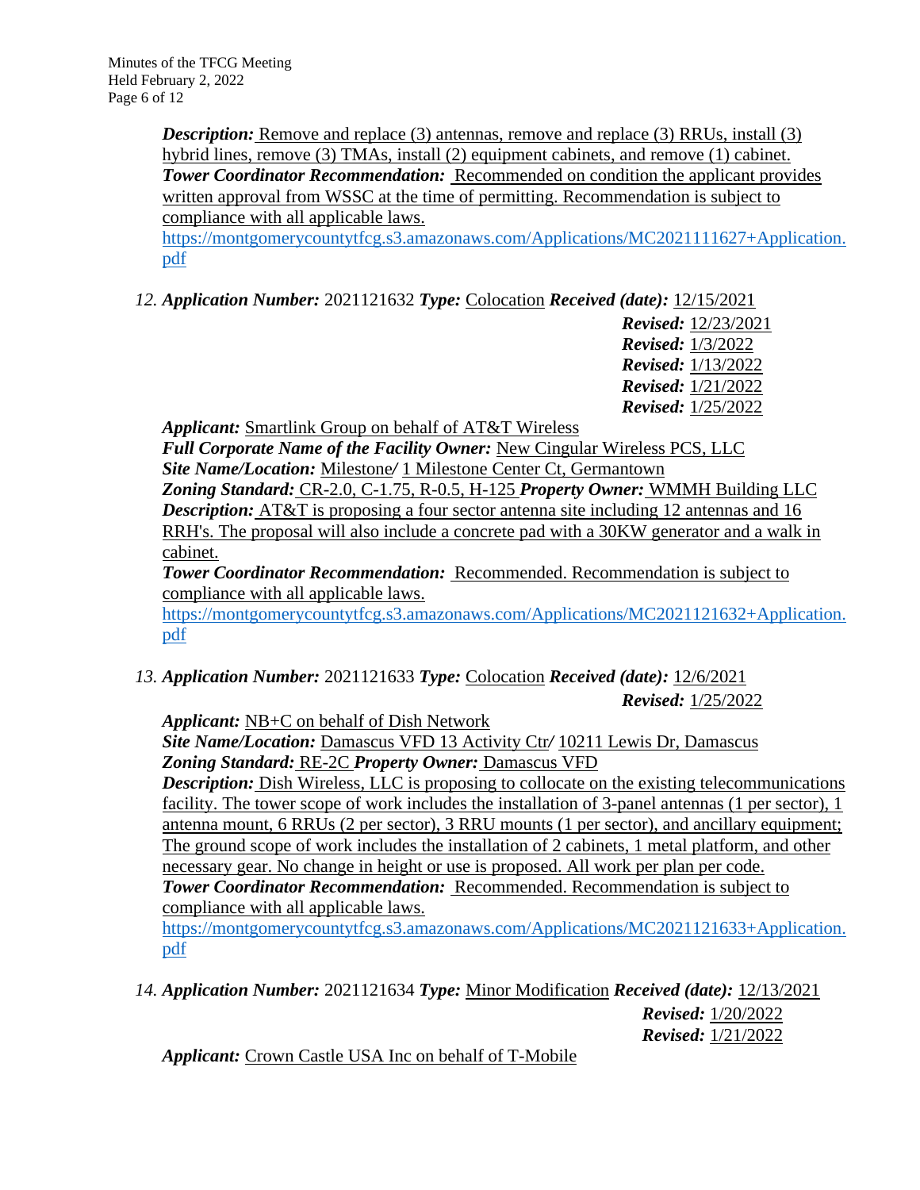***Description:*** Remove and replace (3) antennas, remove and replace (3) RRUs, install (3) hybrid lines, remove (3) TMAs, install (2) equipment cabinets, and remove (1) cabinet.
***Tower Coordinator Recommendation:*** Recommended on condition the applicant provides written approval from WSSC at the time of permitting. Recommendation is subject to compliance with all applicable laws.
https://montgomerycountytfcg.s3.amazonaws.com/Applications/MC2021111627+Application.pdf

12. ***Application Number:*** 2021121632 ***Type:*** Colocation ***Received (date):*** 12/15/2021
***Revised:*** 12/23/2021
***Revised:*** 1/3/2022
***Revised:*** 1/13/2022
***Revised:*** 1/21/2022
***Revised:*** 1/25/2022
***Applicant:*** Smartlink Group on behalf of AT&T Wireless
***Full Corporate Name of the Facility Owner:*** New Cingular Wireless PCS, LLC
***Site Name/Location:*** Milestone*/* 1 Milestone Center Ct, Germantown
***Zoning Standard:*** CR-2.0, C-1.75, R-0.5, H-125 ***Property Owner:*** WMMH Building LLC
***Description:*** AT&T is proposing a four sector antenna site including 12 antennas and 16 RRH's. The proposal will also include a concrete pad with a 30KW generator and a walk in cabinet.
***Tower Coordinator Recommendation:*** Recommended. Recommendation is subject to compliance with all applicable laws.
https://montgomerycountytfcg.s3.amazonaws.com/Applications/MC2021121632+Application.pdf

13. ***Application Number:*** 2021121633 ***Type:*** Colocation ***Received (date):*** 12/6/2021
***Revised:*** 1/25/2022
***Applicant:*** NB+C on behalf of Dish Network
***Site Name/Location:*** Damascus VFD 13 Activity Ctr*/* 10211 Lewis Dr, Damascus
***Zoning Standard:*** RE-2C ***Property Owner:*** Damascus VFD
***Description:*** Dish Wireless, LLC is proposing to collocate on the existing telecommunications facility. The tower scope of work includes the installation of 3-panel antennas (1 per sector), 1 antenna mount, 6 RRUs (2 per sector), 3 RRU mounts (1 per sector), and ancillary equipment; The ground scope of work includes the installation of 2 cabinets, 1 metal platform, and other necessary gear. No change in height or use is proposed. All work per plan per code.
***Tower Coordinator Recommendation:*** Recommended. Recommendation is subject to compliance with all applicable laws.
https://montgomerycountytfcg.s3.amazonaws.com/Applications/MC2021121633+Application.pdf

14. ***Application Number:*** 2021121634 ***Type:*** Minor Modification ***Received (date):*** 12/13/2021
***Revised:*** 1/20/2022
***Revised:*** 1/21/2022
***Applicant:*** Crown Castle USA Inc on behalf of T-Mobile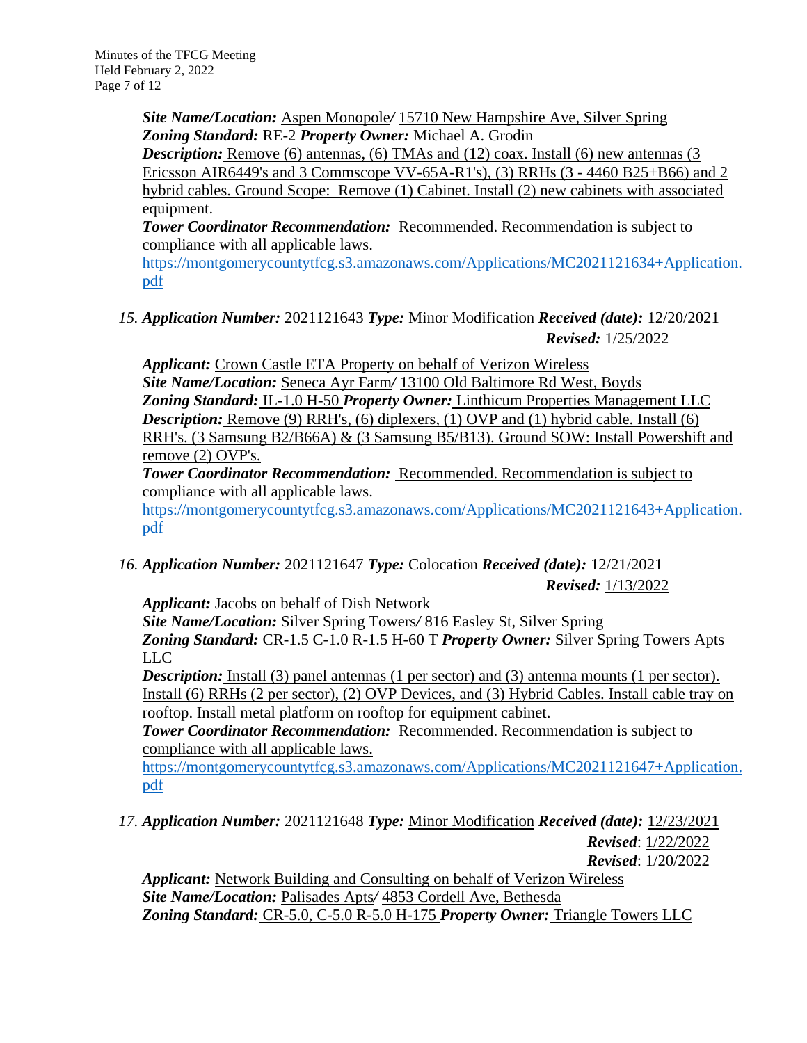***Site Name/Location:*** Aspen Monopole/ 15710 New Hampshire Ave, Silver Spring
***Zoning Standard:*** RE-2 ***Property Owner:*** Michael A. Grodin
***Description:*** Remove (6) antennas, (6) TMAs and (12) coax. Install (6) new antennas (3 Ericsson AIR6449's and 3 Commscope VV-65A-R1's), (3) RRHs (3 - 4460 B25+B66) and 2 hybrid cables. Ground Scope: Remove (1) Cabinet. Install (2) new cabinets with associated equipment.
***Tower Coordinator Recommendation:*** Recommended. Recommendation is subject to compliance with all applicable laws.
https://montgomerycountytfcg.s3.amazonaws.com/Applications/MC2021121634+Application.pdf

15. ***Application Number:*** 2021121643 ***Type:*** Minor Modification ***Received (date):*** 12/20/2021
***Revised:*** 1/25/2022

***Applicant:*** Crown Castle ETA Property on behalf of Verizon Wireless
***Site Name/Location:*** Seneca Ayr Farm/ 13100 Old Baltimore Rd West, Boyds
***Zoning Standard:*** IL-1.0 H-50 ***Property Owner:*** Linthicum Properties Management LLC
***Description:*** Remove (9) RRH's, (6) diplexers, (1) OVP and (1) hybrid cable. Install (6) RRH's. (3 Samsung B2/B66A) & (3 Samsung B5/B13). Ground SOW: Install Powershift and remove (2) OVP's.
***Tower Coordinator Recommendation:*** Recommended. Recommendation is subject to compliance with all applicable laws.
https://montgomerycountytfcg.s3.amazonaws.com/Applications/MC2021121643+Application.pdf

16. ***Application Number:*** 2021121647 ***Type:*** Colocation ***Received (date):*** 12/21/2021
***Revised:*** 1/13/2022

***Applicant:*** Jacobs on behalf of Dish Network
***Site Name/Location:*** Silver Spring Towers/ 816 Easley St, Silver Spring
***Zoning Standard:*** CR-1.5 C-1.0 R-1.5 H-60 T ***Property Owner:*** Silver Spring Towers Apts LLC
***Description:*** Install (3) panel antennas (1 per sector) and (3) antenna mounts (1 per sector). Install (6) RRHs (2 per sector), (2) OVP Devices, and (3) Hybrid Cables. Install cable tray on rooftop. Install metal platform on rooftop for equipment cabinet.
***Tower Coordinator Recommendation:*** Recommended. Recommendation is subject to compliance with all applicable laws.
https://montgomerycountytfcg.s3.amazonaws.com/Applications/MC2021121647+Application.pdf

17. ***Application Number:*** 2021121648 ***Type:*** Minor Modification ***Received (date):*** 12/23/2021
***Revised***: 1/22/2022
***Revised***: 1/20/2022

***Applicant:*** Network Building and Consulting on behalf of Verizon Wireless
***Site Name/Location:*** Palisades Apts/ 4853 Cordell Ave, Bethesda
***Zoning Standard:*** CR-5.0, C-5.0 R-5.0 H-175 ***Property Owner:*** Triangle Towers LLC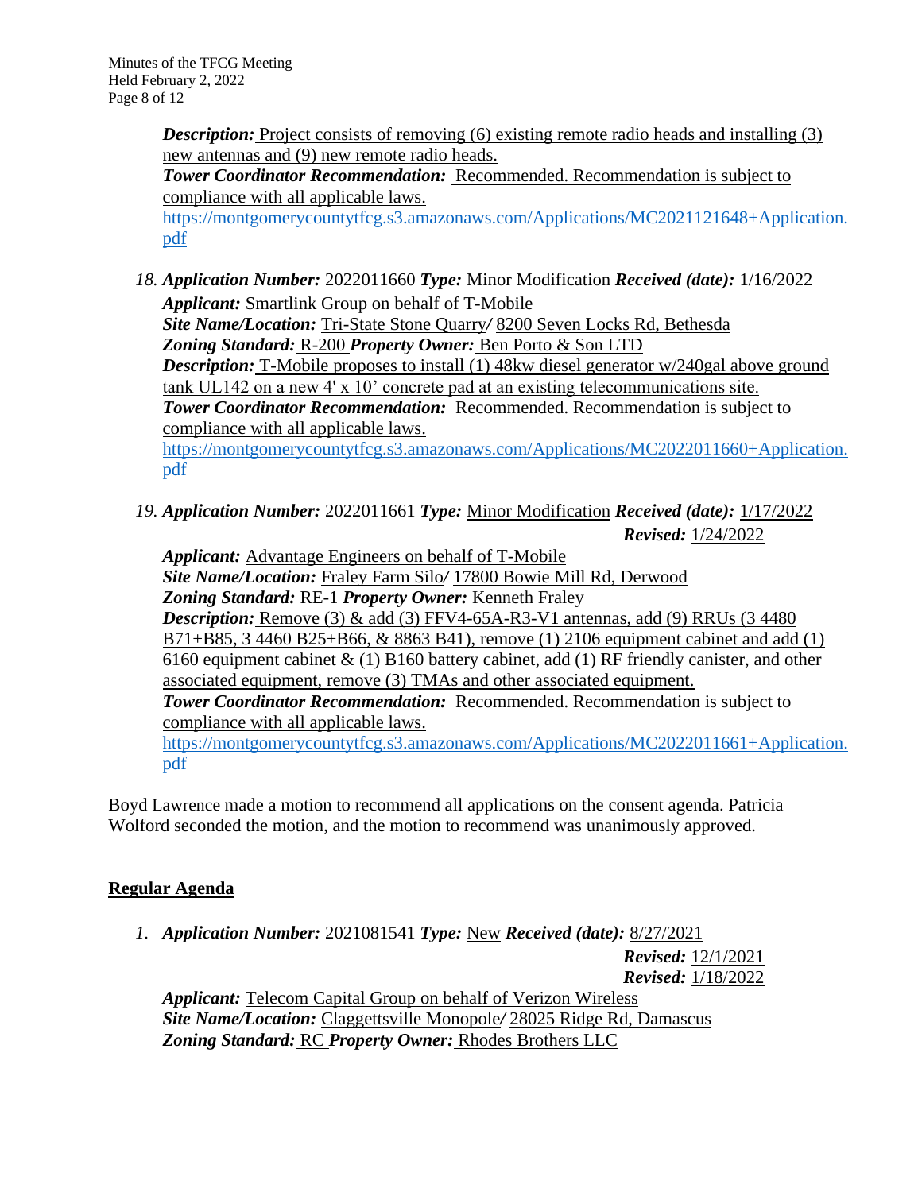*Description:* Project consists of removing (6) existing remote radio heads and installing (3) new antennas and (9) new remote radio heads.
*Tower Coordinator Recommendation:* Recommended. Recommendation is subject to compliance with all applicable laws.
https://montgomerycountytfcg.s3.amazonaws.com/Applications/MC2021121648+Application.pdf

18. *Application Number:* 2022011660 *Type:* Minor Modification *Received (date):* 1/16/2022
*Applicant:* Smartlink Group on behalf of T-Mobile
*Site Name/Location:* Tri-State Stone Quarry*/* 8200 Seven Locks Rd, Bethesda
*Zoning Standard:* R-200 *Property Owner:* Ben Porto & Son LTD
*Description:* T-Mobile proposes to install (1) 48kw diesel generator w/240gal above ground tank UL142 on a new 4' x 10' concrete pad at an existing telecommunications site.
*Tower Coordinator Recommendation:* Recommended. Recommendation is subject to compliance with all applicable laws.
https://montgomerycountytfcg.s3.amazonaws.com/Applications/MC2022011660+Application.pdf

19. *Application Number:* 2022011661 *Type:* Minor Modification *Received (date):* 1/17/2022
*Revised:* 1/24/2022
*Applicant:* Advantage Engineers on behalf of T-Mobile
*Site Name/Location:* Fraley Farm Silo*/* 17800 Bowie Mill Rd, Derwood
*Zoning Standard:* RE-1 *Property Owner:* Kenneth Fraley
*Description:* Remove (3) & add (3) FFV4-65A-R3-V1 antennas, add (9) RRUs (3 4480 B71+B85, 3 4460 B25+B66, & 8863 B41), remove (1) 2106 equipment cabinet and add (1) 6160 equipment cabinet & (1) B160 battery cabinet, add (1) RF friendly canister, and other associated equipment, remove (3) TMAs and other associated equipment.
*Tower Coordinator Recommendation:* Recommended. Recommendation is subject to compliance with all applicable laws.
https://montgomerycountytfcg.s3.amazonaws.com/Applications/MC2022011661+Application.pdf

Boyd Lawrence made a motion to recommend all applications on the consent agenda. Patricia Wolford seconded the motion, and the motion to recommend was unanimously approved.

## Regular Agenda

1. *Application Number:* 2021081541 *Type:* New *Received (date):* 8/27/2021
*Revised:* 12/1/2021
*Revised:* 1/18/2022
*Applicant:* Telecom Capital Group on behalf of Verizon Wireless
*Site Name/Location:* Claggettsville Monopole*/* 28025 Ridge Rd, Damascus
*Zoning Standard:* RC *Property Owner:* Rhodes Brothers LLC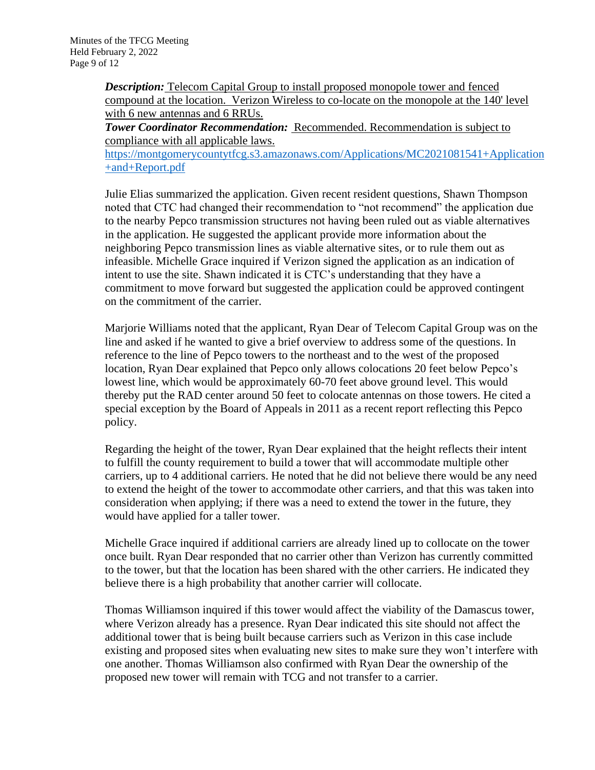***Description:*** Telecom Capital Group to install proposed monopole tower and fenced compound at the location. Verizon Wireless to co-locate on the monopole at the 140' level with 6 new antennas and 6 RRUs.
***Tower Coordinator Recommendation:*** Recommended. Recommendation is subject to compliance with all applicable laws.
https://montgomerycountytfcg.s3.amazonaws.com/Applications/MC2021081541+Application+and+Report.pdf

Julie Elias summarized the application. Given recent resident questions, Shawn Thompson noted that CTC had changed their recommendation to "not recommend" the application due to the nearby Pepco transmission structures not having been ruled out as viable alternatives in the application. He suggested the applicant provide more information about the neighboring Pepco transmission lines as viable alternative sites, or to rule them out as infeasible. Michelle Grace inquired if Verizon signed the application as an indication of intent to use the site. Shawn indicated it is CTC's understanding that they have a commitment to move forward but suggested the application could be approved contingent on the commitment of the carrier.

Marjorie Williams noted that the applicant, Ryan Dear of Telecom Capital Group was on the line and asked if he wanted to give a brief overview to address some of the questions. In reference to the line of Pepco towers to the northeast and to the west of the proposed location, Ryan Dear explained that Pepco only allows colocations 20 feet below Pepco's lowest line, which would be approximately 60-70 feet above ground level. This would thereby put the RAD center around 50 feet to colocate antennas on those towers. He cited a special exception by the Board of Appeals in 2011 as a recent report reflecting this Pepco policy.

Regarding the height of the tower, Ryan Dear explained that the height reflects their intent to fulfill the county requirement to build a tower that will accommodate multiple other carriers, up to 4 additional carriers. He noted that he did not believe there would be any need to extend the height of the tower to accommodate other carriers, and that this was taken into consideration when applying; if there was a need to extend the tower in the future, they would have applied for a taller tower.

Michelle Grace inquired if additional carriers are already lined up to collocate on the tower once built. Ryan Dear responded that no carrier other than Verizon has currently committed to the tower, but that the location has been shared with the other carriers. He indicated they believe there is a high probability that another carrier will collocate.

Thomas Williamson inquired if this tower would affect the viability of the Damascus tower, where Verizon already has a presence. Ryan Dear indicated this site should not affect the additional tower that is being built because carriers such as Verizon in this case include existing and proposed sites when evaluating new sites to make sure they won't interfere with one another. Thomas Williamson also confirmed with Ryan Dear the ownership of the proposed new tower will remain with TCG and not transfer to a carrier.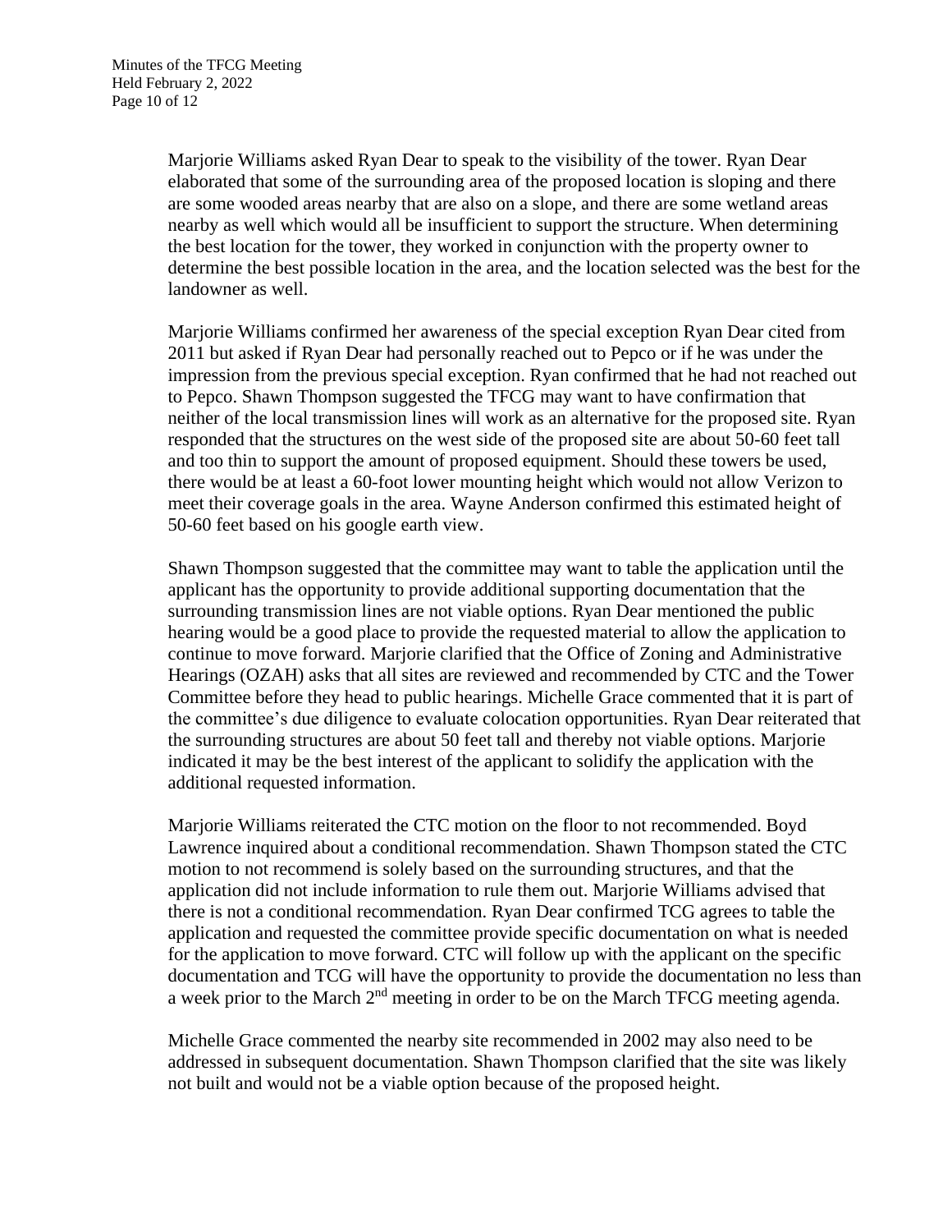Marjorie Williams asked Ryan Dear to speak to the visibility of the tower. Ryan Dear elaborated that some of the surrounding area of the proposed location is sloping and there are some wooded areas nearby that are also on a slope, and there are some wetland areas nearby as well which would all be insufficient to support the structure. When determining the best location for the tower, they worked in conjunction with the property owner to determine the best possible location in the area, and the location selected was the best for the landowner as well.

Marjorie Williams confirmed her awareness of the special exception Ryan Dear cited from 2011 but asked if Ryan Dear had personally reached out to Pepco or if he was under the impression from the previous special exception. Ryan confirmed that he had not reached out to Pepco. Shawn Thompson suggested the TFCG may want to have confirmation that neither of the local transmission lines will work as an alternative for the proposed site. Ryan responded that the structures on the west side of the proposed site are about 50-60 feet tall and too thin to support the amount of proposed equipment. Should these towers be used, there would be at least a 60-foot lower mounting height which would not allow Verizon to meet their coverage goals in the area. Wayne Anderson confirmed this estimated height of 50-60 feet based on his google earth view.

Shawn Thompson suggested that the committee may want to table the application until the applicant has the opportunity to provide additional supporting documentation that the surrounding transmission lines are not viable options. Ryan Dear mentioned the public hearing would be a good place to provide the requested material to allow the application to continue to move forward. Marjorie clarified that the Office of Zoning and Administrative Hearings (OZAH) asks that all sites are reviewed and recommended by CTC and the Tower Committee before they head to public hearings. Michelle Grace commented that it is part of the committee's due diligence to evaluate colocation opportunities. Ryan Dear reiterated that the surrounding structures are about 50 feet tall and thereby not viable options. Marjorie indicated it may be the best interest of the applicant to solidify the application with the additional requested information.

Marjorie Williams reiterated the CTC motion on the floor to not recommended. Boyd Lawrence inquired about a conditional recommendation. Shawn Thompson stated the CTC motion to not recommend is solely based on the surrounding structures, and that the application did not include information to rule them out. Marjorie Williams advised that there is not a conditional recommendation. Ryan Dear confirmed TCG agrees to table the application and requested the committee provide specific documentation on what is needed for the application to move forward. CTC will follow up with the applicant on the specific documentation and TCG will have the opportunity to provide the documentation no less than a week prior to the March 2nd meeting in order to be on the March TFCG meeting agenda.

Michelle Grace commented the nearby site recommended in 2002 may also need to be addressed in subsequent documentation. Shawn Thompson clarified that the site was likely not built and would not be a viable option because of the proposed height.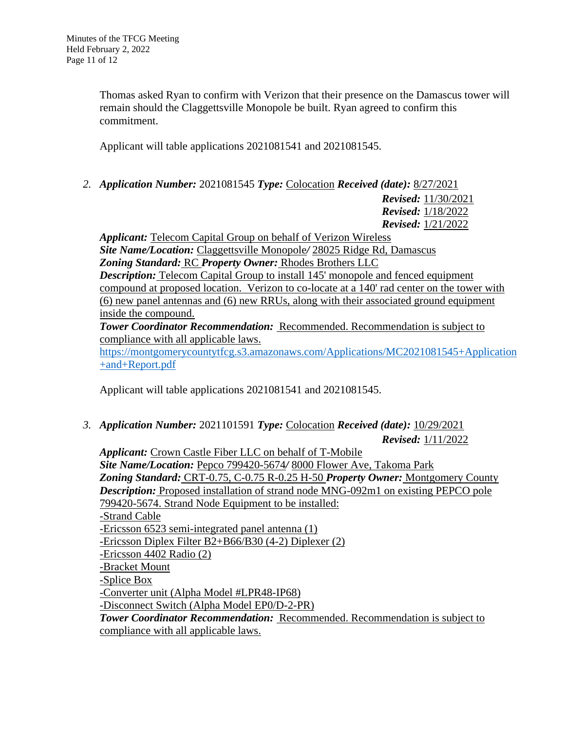Thomas asked Ryan to confirm with Verizon that their presence on the Damascus tower will remain should the Claggettsville Monopole be built. Ryan agreed to confirm this commitment.

Applicant will table applications 2021081541 and 2021081545.

2. ***Application Number:*** 2021081545 ***Type:*** Colocation ***Received (date):*** 8/27/2021
***Revised:*** 11/30/2021
***Revised:*** 1/18/2022
***Revised:*** 1/21/2022
***Applicant:*** Telecom Capital Group on behalf of Verizon Wireless
***Site Name/Location:*** Claggettsville Monopole/ 28025 Ridge Rd, Damascus
***Zoning Standard:*** RC ***Property Owner:*** Rhodes Brothers LLC
***Description:*** Telecom Capital Group to install 145' monopole and fenced equipment compound at proposed location. Verizon to co-locate at a 140' rad center on the tower with (6) new panel antennas and (6) new RRUs, along with their associated ground equipment inside the compound.
***Tower Coordinator Recommendation:*** Recommended. Recommendation is subject to compliance with all applicable laws.
https://montgomerycountytfcg.s3.amazonaws.com/Applications/MC2021081545+Application+and+Report.pdf

   Applicant will table applications 2021081541 and 2021081545.

3. ***Application Number:*** 2021101591 ***Type:*** Colocation ***Received (date):*** 10/29/2021
***Revised:*** 1/11/2022
***Applicant:*** Crown Castle Fiber LLC on behalf of T-Mobile
***Site Name/Location:*** Pepco 799420-5674/ 8000 Flower Ave, Takoma Park
***Zoning Standard:*** CRT-0.75, C-0.75 R-0.25 H-50 ***Property Owner:*** Montgomery County
***Description:*** Proposed installation of strand node MNG-092m1 on existing PEPCO pole 799420-5674. Strand Node Equipment to be installed:
-Strand Cable
-Ericsson 6523 semi-integrated panel antenna (1)
-Ericsson Diplex Filter B2+B66/B30 (4-2) Diplexer (2)
-Ericsson 4402 Radio (2)
-Bracket Mount
-Splice Box
-Converter unit (Alpha Model #LPR48-IP68)
-Disconnect Switch (Alpha Model EP0/D-2-PR)
***Tower Coordinator Recommendation:*** Recommended. Recommendation is subject to compliance with all applicable laws.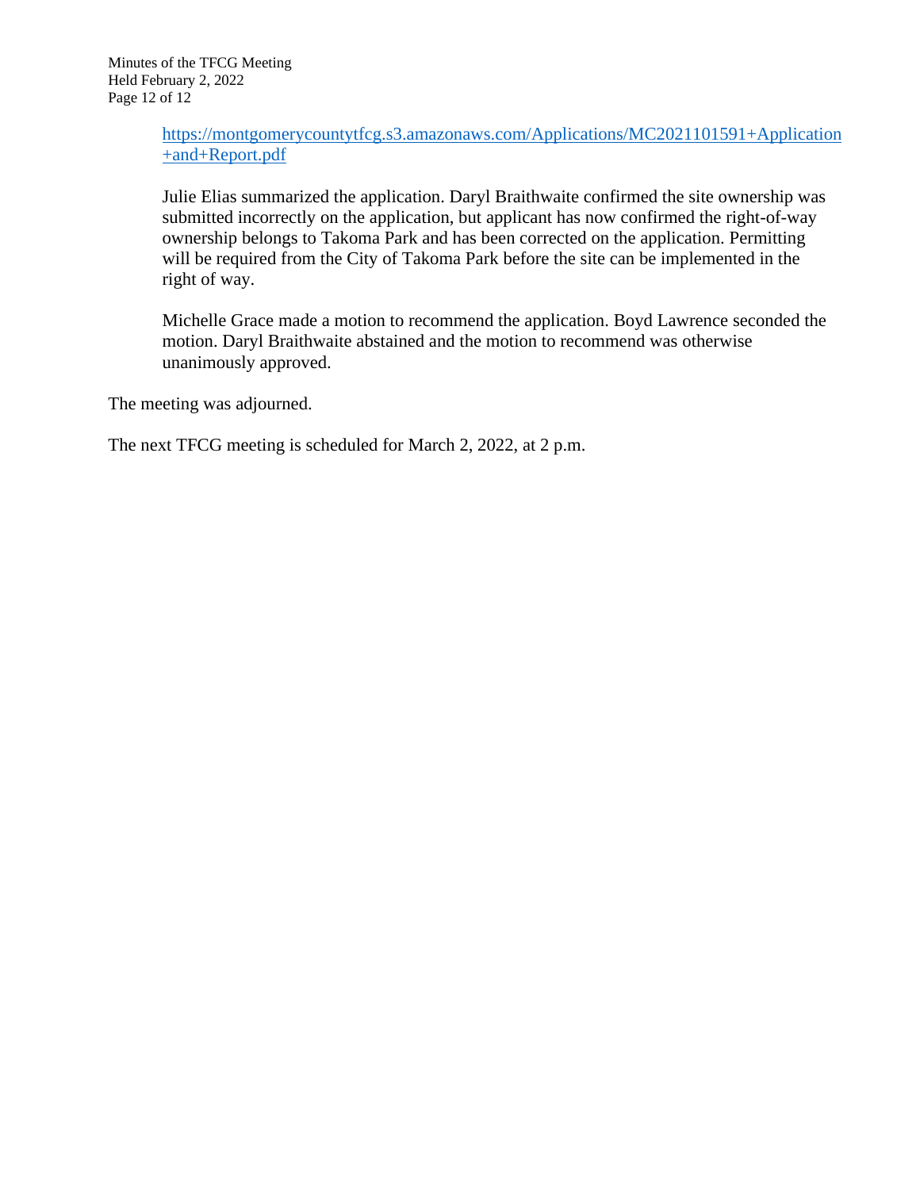https://montgomerycountytfcg.s3.amazonaws.com/Applications/MC2021101591+Application+and+Report.pdf

Julie Elias summarized the application. Daryl Braithwaite confirmed the site ownership was submitted incorrectly on the application, but applicant has now confirmed the right-of-way ownership belongs to Takoma Park and has been corrected on the application. Permitting will be required from the City of Takoma Park before the site can be implemented in the right of way.

Michelle Grace made a motion to recommend the application. Boyd Lawrence seconded the motion. Daryl Braithwaite abstained and the motion to recommend was otherwise unanimously approved.

The meeting was adjourned.

The next TFCG meeting is scheduled for March 2, 2022, at 2 p.m.